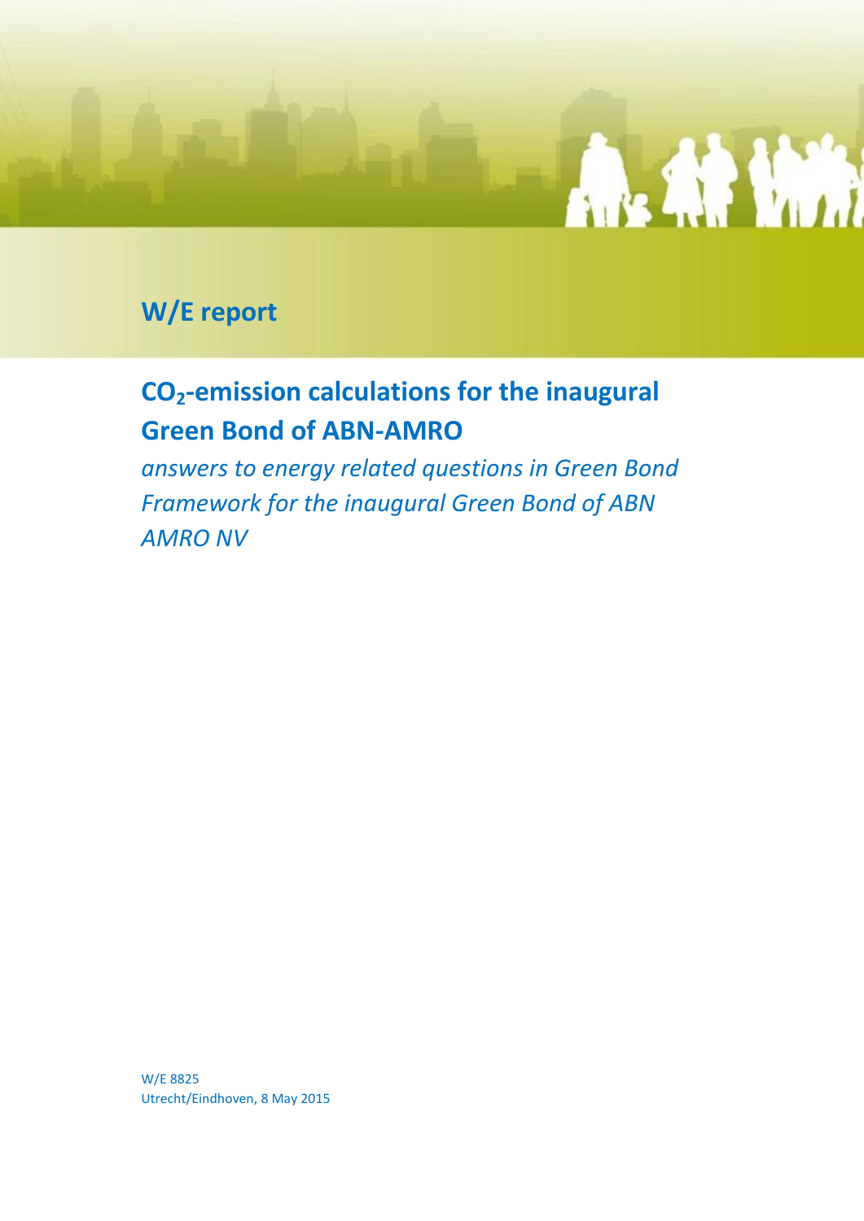**W/E report**

# $CO_2$-emission calculations for the inaugural Green Bond of ABN-AMRO

*answers to energy related questions in Green Bond Framework for the inaugural Green Bond of ABN AMRO NV*

W/E 8825
Utrecht/Eindhoven, 8 May 2015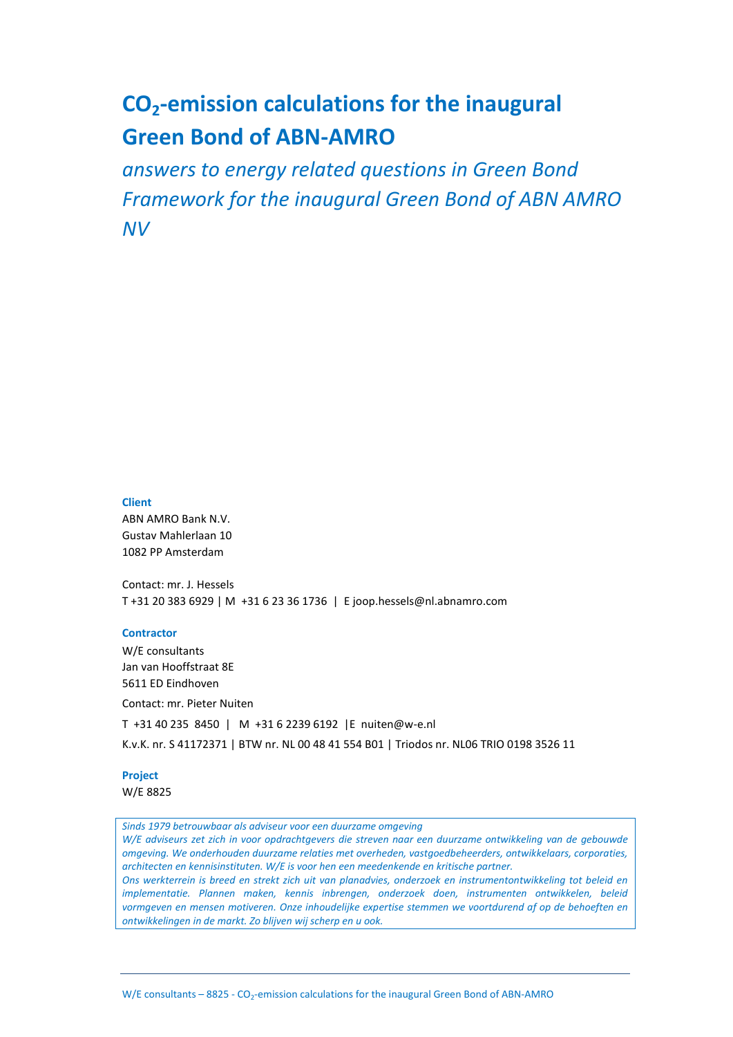# $CO_2$-emission calculations for the inaugural Green Bond of ABN-AMRO

*answers to energy related questions in Green Bond Framework for the inaugural Green Bond of ABN AMRO NV*

**Client**

ABN AMRO Bank N.V.
Gustav Mahlerlaan 10
1082 PP Amsterdam

Contact: mr. J. Hessels
T +31 20 383 6929 | M +31 6 23 36 1736 | E joop.hessels@nl.abnamro.com

**Contractor**

W/E consultants
Jan van Hooffstraat 8E
5611 ED Eindhoven

Contact: mr. Pieter Nuiten

T +31 40 235 8450 | M +31 6 2239 6192 |E nuiten@w-e.nl

K.v.K. nr. S 41172371 | BTW nr. NL 00 48 41 554 B01 | Triodos nr. NL06 TRIO 0198 3526 11

**Project**

W/E 8825

*Sinds 1979 betrouwbaar als adviseur voor een duurzame omgeving*
*W/E adviseurs zet zich in voor opdrachtgevers die streven naar een duurzame ontwikkeling van de gebouwde omgeving. We onderhouden duurzame relaties met overheden, vastgoedbeheerders, ontwikkelaars, corporaties, architecten en kennisinstituten. W/E is voor hen een meedenkende en kritische partner.*
*Ons werkterrein is breed en strekt zich uit van planadvies, onderzoek en instrumentontwikkeling tot beleid en implementatie. Plannen maken, kennis inbrengen, onderzoek doen, instrumenten ontwikkelen, beleid vormgeven en mensen motiveren. Onze inhoudelijke expertise stemmen we voortdurend af op de behoeften en ontwikkelingen in de markt. Zo blijven wij scherp en u ook.*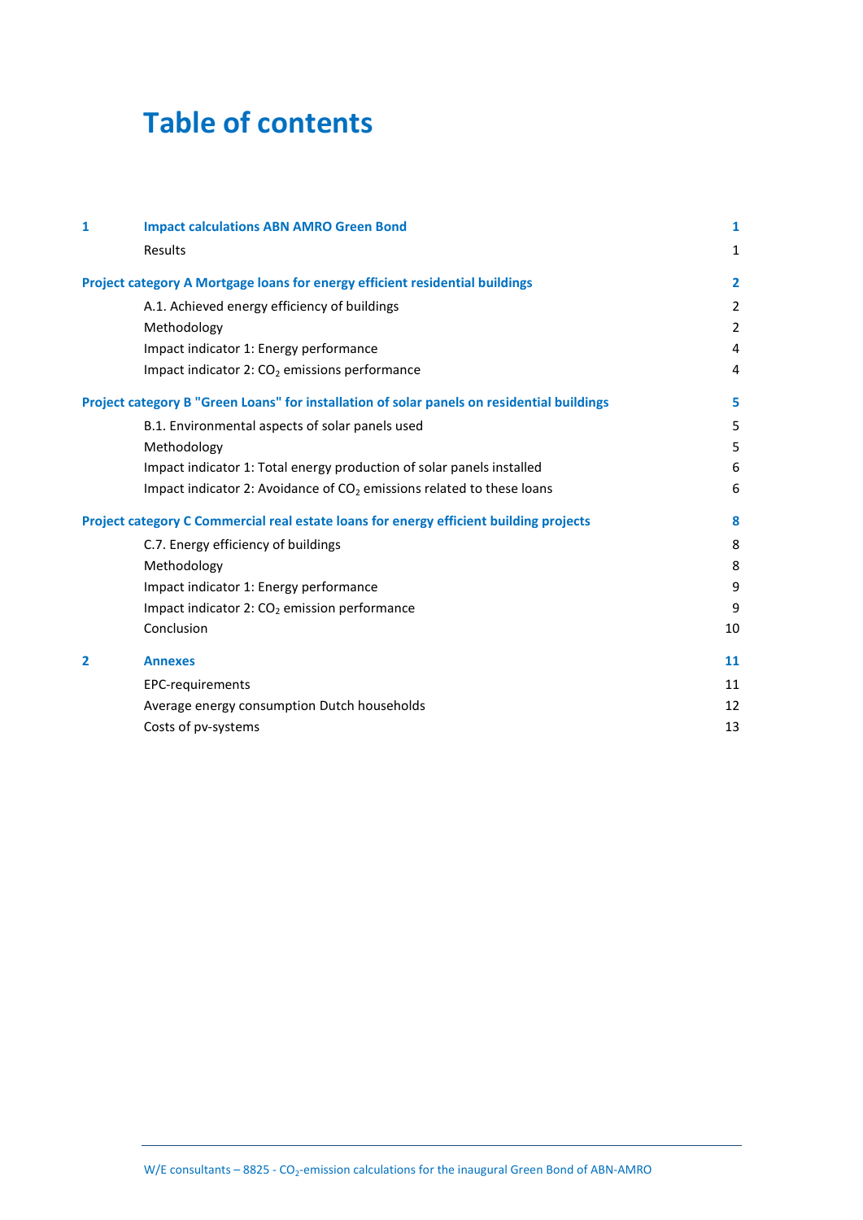# Table of contents

| | | |
|---|---|---|
| **1** | **Impact calculations ABN AMRO Green Bond** | **1** |
| | Results | 1 |
| **Project category A Mortgage loans for energy efficient residential buildings** | | **2** |
| | A.1. Achieved energy efficiency of buildings | 2 |
| | Methodology | 2 |
| | Impact indicator 1: Energy performance | 4 |
| | Impact indicator 2: $CO_2$ emissions performance | 4 |
| **Project category B "Green Loans" for installation of solar panels on residential buildings** | | **5** |
| | B.1. Environmental aspects of solar panels used | 5 |
| | Methodology | 5 |
| | Impact indicator 1: Total energy production of solar panels installed | 6 |
| | Impact indicator 2: Avoidance of $CO_2$ emissions related to these loans | 6 |
| **Project category C Commercial real estate loans for energy efficient building projects** | | **8** |
| | C.7. Energy efficiency of buildings | 8 |
| | Methodology | 8 |
| | Impact indicator 1: Energy performance | 9 |
| | Impact indicator 2: $CO_2$ emission performance | 9 |
| | Conclusion | 10 |
| **2** | **Annexes** | **11** |
| | EPC-requirements | 11 |
| | Average energy consumption Dutch households | 12 |
| | Costs of pv-systems | 13 |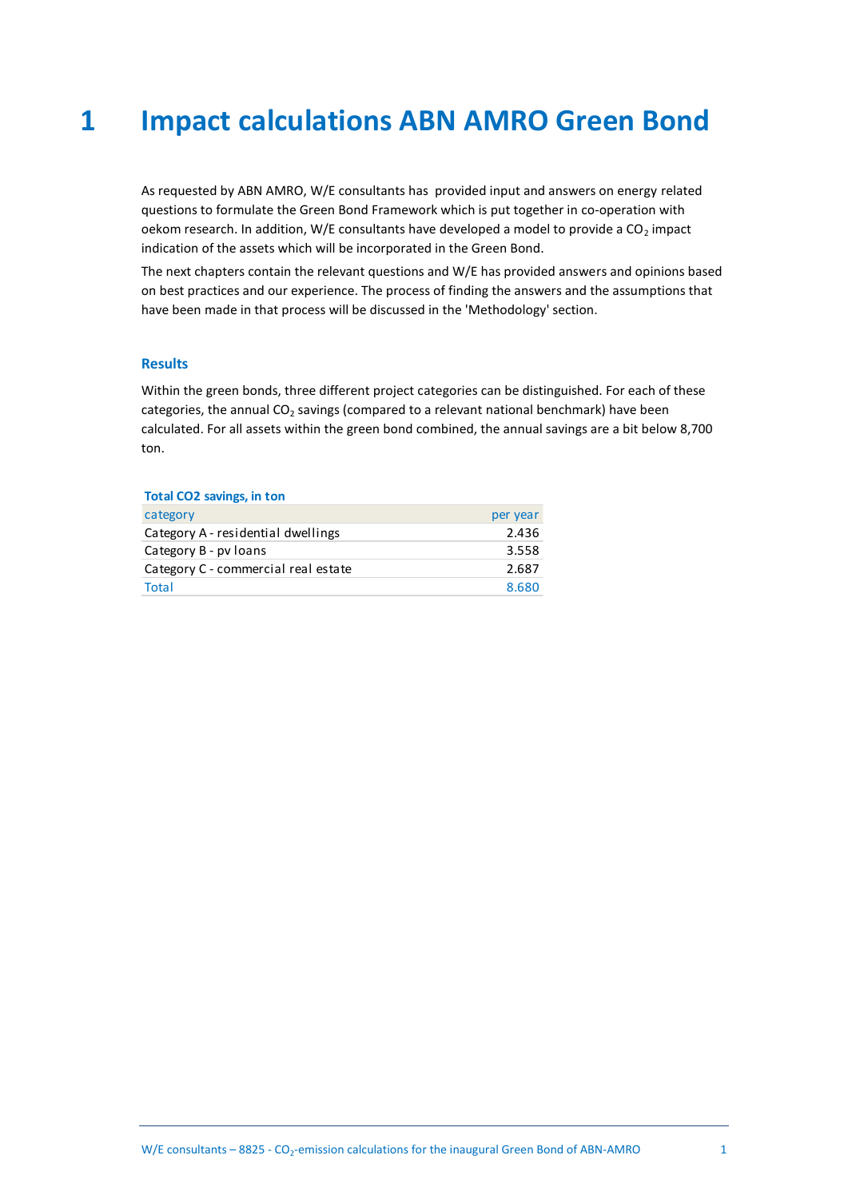# 1 Impact calculations ABN AMRO Green Bond

As requested by ABN AMRO, W/E consultants has provided input and answers on energy related questions to formulate the Green Bond Framework which is put together in co-operation with oekom research. In addition, W/E consultants have developed a model to provide a $CO_2$ impact indication of the assets which will be incorporated in the Green Bond.

The next chapters contain the relevant questions and W/E has provided answers and opinions based on best practices and our experience. The process of finding the answers and the assumptions that have been made in that process will be discussed in the 'Methodology' section.

### Results

Within the green bonds, three different project categories can be distinguished. For each of these categories, the annual $CO_2$ savings (compared to a relevant national benchmark) have been calculated. For all assets within the green bond combined, the annual savings are a bit below 8,700 ton.

**Total CO2 savings, in ton**

| category | per year |
|---|---|
| Category A - residential dwellings | 2.436 |
| Category B - pv loans | 3.558 |
| Category C - commercial real estate | 2.687 |
| Total | 8.680 |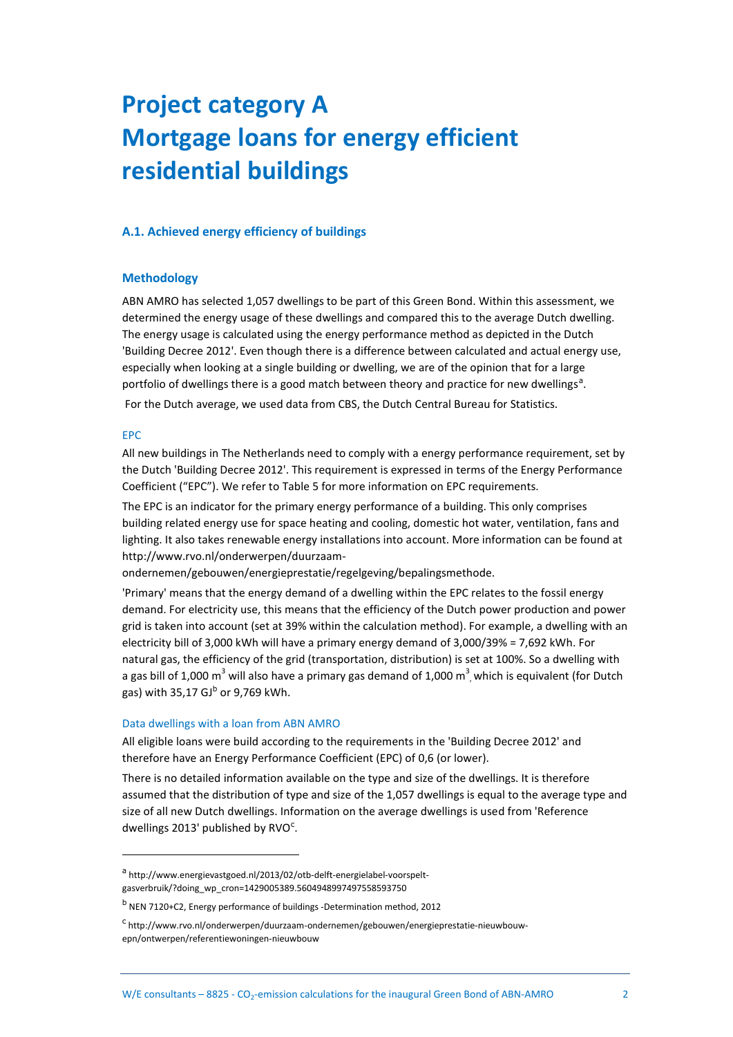# Project category A
# Mortgage loans for energy efficient residential buildings

### A.1. Achieved energy efficiency of buildings

### Methodology

ABN AMRO has selected 1,057 dwellings to be part of this Green Bond. Within this assessment, we determined the energy usage of these dwellings and compared this to the average Dutch dwelling. The energy usage is calculated using the energy performance method as depicted in the Dutch 'Building Decree 2012'. Even though there is a difference between calculated and actual energy use, especially when looking at a single building or dwelling, we are of the opinion that for a large portfolio of dwellings there is a good match between theory and practice for new dwellings[a].

For the Dutch average, we used data from CBS, the Dutch Central Bureau for Statistics.

#### EPC

All new buildings in The Netherlands need to comply with a energy performance requirement, set by the Dutch 'Building Decree 2012'. This requirement is expressed in terms of the Energy Performance Coefficient ("EPC"). We refer to Table 5 for more information on EPC requirements.

The EPC is an indicator for the primary energy performance of a building. This only comprises building related energy use for space heating and cooling, domestic hot water, ventilation, fans and lighting. It also takes renewable energy installations into account. More information can be found at http://www.rvo.nl/onderwerpen/duurzaam-ondernemen/gebouwen/energieprestatie/regelgeving/bepalingsmethode.

'Primary' means that the energy demand of a dwelling within the EPC relates to the fossil energy demand. For electricity use, this means that the efficiency of the Dutch power production and power grid is taken into account (set at 39% within the calculation method). For example, a dwelling with an electricity bill of 3,000 kWh will have a primary energy demand of 3,000/39% = 7,692 kWh. For natural gas, the efficiency of the grid (transportation, distribution) is set at 100%. So a dwelling with a gas bill of 1,000 $m^3$ will also have a primary gas demand of 1,000 $m^3$, which is equivalent (for Dutch gas) with 35,17 GJ[b] or 9,769 kWh.

#### Data dwellings with a loan from ABN AMRO

All eligible loans were build according to the requirements in the 'Building Decree 2012' and therefore have an Energy Performance Coefficient (EPC) of 0,6 (or lower).

There is no detailed information available on the type and size of the dwellings. It is therefore assumed that the distribution of type and size of the 1,057 dwellings is equal to the average type and size of all new Dutch dwellings. Information on the average dwellings is used from 'Reference dwellings 2013' published by RVO[c].

---

[a] http://www.energievastgoed.nl/2013/02/otb-delft-energielabel-voorspelt-gasverbruik/?doing_wp_cron=1429005389.5604948997497558593750

[b] NEN 7120+C2, Energy performance of buildings -Determination method, 2012

[c] http://www.rvo.nl/onderwerpen/duurzaam-ondernemen/gebouwen/energieprestatie-nieuwbouw-epn/ontwerpen/referentiewoningen-nieuwbouw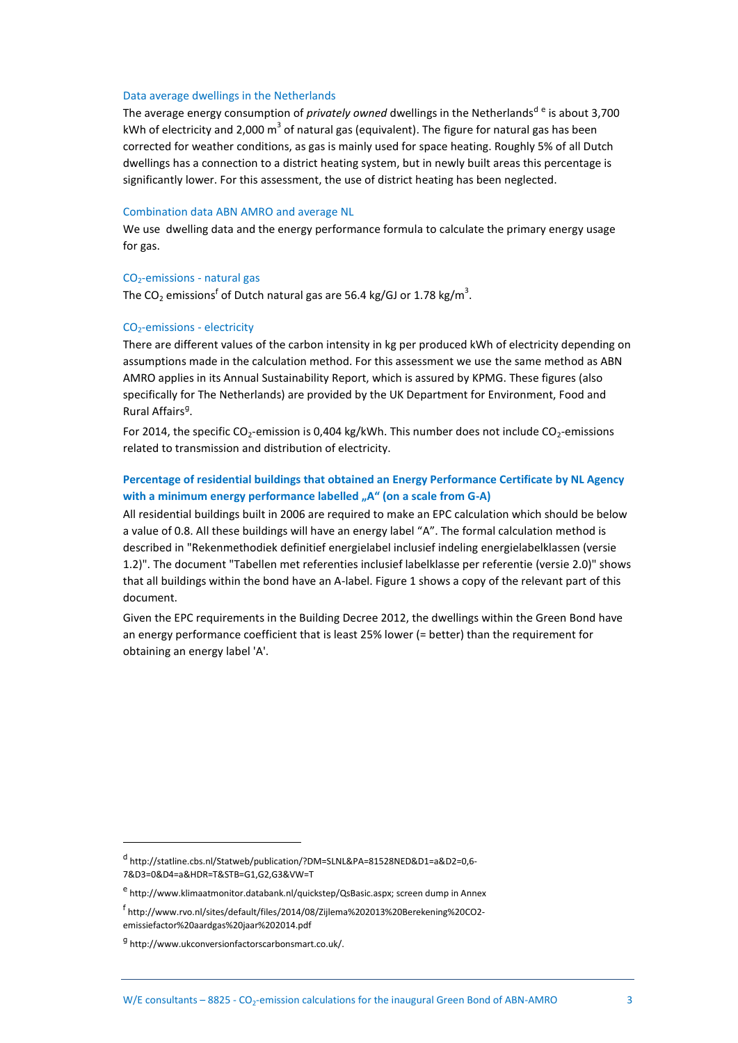### Data average dwellings in the Netherlands

The average energy consumption of *privately owned* dwellings in the Netherlands[d] [e] is about 3,700 kWh of electricity and 2,000 $m^3$ of natural gas (equivalent). The figure for natural gas has been corrected for weather conditions, as gas is mainly used for space heating. Roughly 5% of all Dutch dwellings has a connection to a district heating system, but in newly built areas this percentage is significantly lower. For this assessment, the use of district heating has been neglected.

### Combination data ABN AMRO and average NL

We use dwelling data and the energy performance formula to calculate the primary energy usage for gas.

### $CO_2$-emissions - natural gas

The $CO_2$ emissions[f] of Dutch natural gas are 56.4 kg/GJ or 1.78 kg/$m^3$.

### $CO_2$-emissions - electricity

There are different values of the carbon intensity in kg per produced kWh of electricity depending on assumptions made in the calculation method. For this assessment we use the same method as ABN AMRO applies in its Annual Sustainability Report, which is assured by KPMG. These figures (also specifically for The Netherlands) are provided by the UK Department for Environment, Food and Rural Affairs[g].

For 2014, the specific $CO_2$-emission is 0,404 kg/kWh. This number does not include $CO_2$-emissions related to transmission and distribution of electricity.

### **Percentage of residential buildings that obtained an Energy Performance Certificate by NL Agency with a minimum energy performance labelled „A“ (on a scale from G-A)**

All residential buildings built in 2006 are required to make an EPC calculation which should be below a value of 0.8. All these buildings will have an energy label “A”. The formal calculation method is described in "Rekenmethodiek definitief energielabel inclusief indeling energielabelklassen (versie 1.2)". The document "Tabellen met referenties inclusief labelklasse per referentie (versie 2.0)" shows that all buildings within the bond have an A-label. Figure 1 shows a copy of the relevant part of this document.

Given the EPC requirements in the Building Decree 2012, the dwellings within the Green Bond have an energy performance coefficient that is least 25% lower (= better) than the requirement for obtaining an energy label 'A'.

---

[d] http://statline.cbs.nl/Statweb/publication/?DM=SLNL&PA=81528NED&D1=a&D2=0,6-7&D3=0&D4=a&HDR=T&STB=G1,G2,G3&VW=T

[e] http://www.klimaatmonitor.databank.nl/quickstep/QsBasic.aspx; screen dump in Annex

[f] http://www.rvo.nl/sites/default/files/2014/08/Zijlema%202013%20Berekening%20CO2-emissiefactor%20aardgas%20jaar%202014.pdf

[g] http://www.ukconversionfactorscarbonsmart.co.uk/.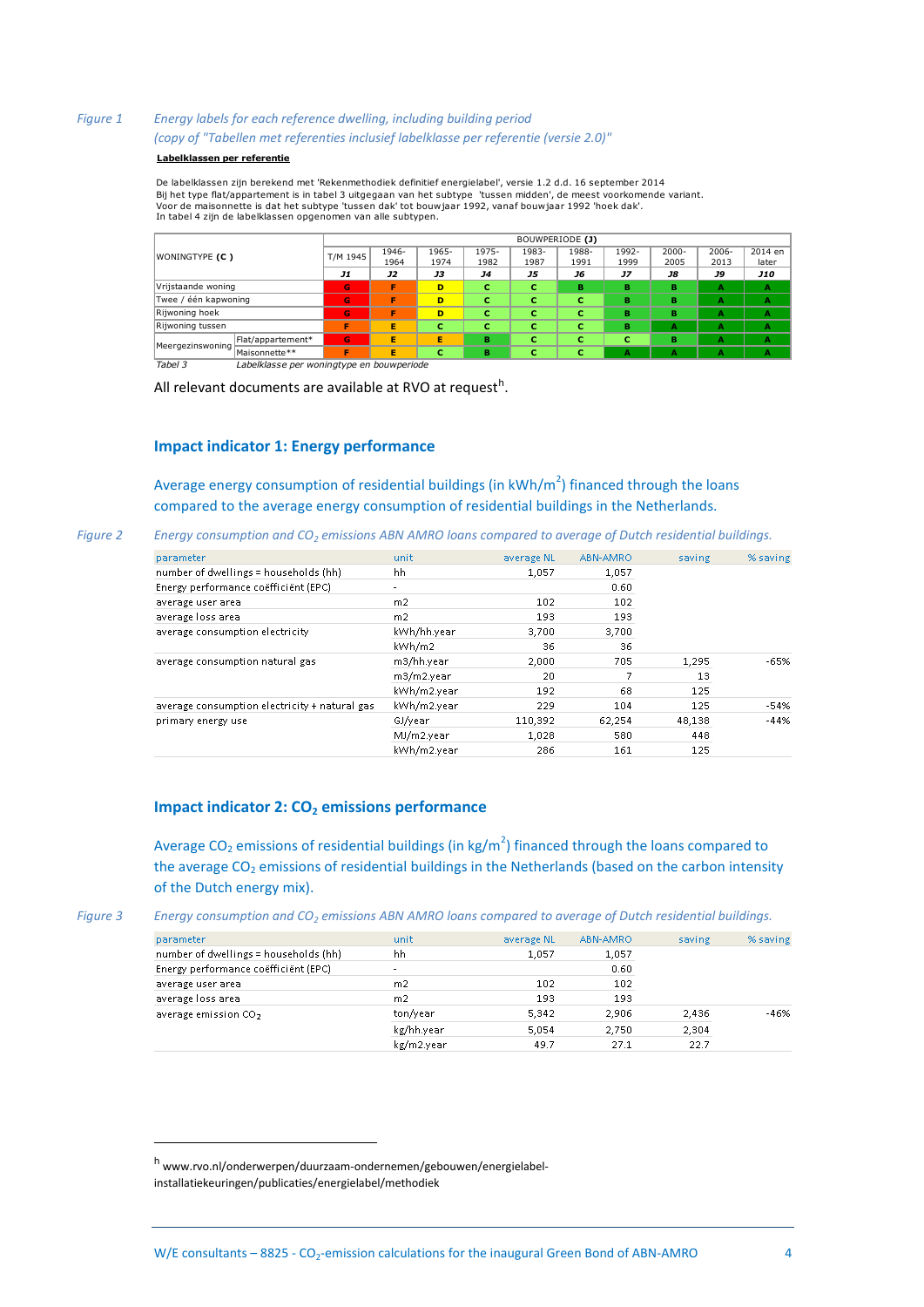*Figure 1* *Energy labels for each reference dwelling, including building period*
*(copy of "Tabellen met referenties inclusief labelklasse per referentie (versie 2.0)"*

**Labelklassen per referentie**

De labelklassen zijn berekend met 'Rekenmethodiek definitief energielabel', versie 1.2 d.d. 16 september 2014
Bij het type flat/appartement is in tabel 3 uitgegaan van het subtype 'tussen midden', de meest voorkomende variant.
Voor de maisonnette is dat het subtype 'tussen dak' tot bouwjaar 1992, vanaf bouwjaar 1992 'hoek dak'.
In tabel 4 zijn de labelklassen opgenomen van alle subtypen.

| WONINGTYPE **(C)** | | BOUWPERIODE **(J)** | | | | | | | | | |
|---|---|---|---|---|---|---|---|---|---|---|---|
| | | T/M 1945 | 1946-1964 | 1965-1974 | 1975-1982 | 1983-1987 | 1988-1991 | 1992-1999 | 2000-2005 | 2006-2013 | 2014 en later |
| | | *J1* | *J2* | *J3* | *J4* | *J5* | *J6* | *J7* | *J8* | *J9* | *J10* |
| Vrijstaande woning | | G | F | D | C | C | B | B | B | A | A |
| Twee / één kapwoning | | G | F | D | C | C | C | B | B | A | A |
| Rijwoning hoek | | G | F | D | C | C | C | B | B | A | A |
| Rijwoning tussen | | F | E | C | C | C | C | B | A | A | A |
| Meergezinswoning | Flat/appartement* | G | E | E | B | C | C | C | B | A | A |
| | Maisonnette** | F | E | C | B | C | C | A | A | A | A |

*Tabel 3* *Labelklasse per woningtype en bouwperiode*

All relevant documents are available at RVO at request[h].

## Impact indicator 1: Energy performance

Average energy consumption of residential buildings (in kWh/m$^2$) financed through the loans compared to the average energy consumption of residential buildings in the Netherlands.

*Figure 2* *Energy consumption and $CO_2$ emissions ABN AMRO loans compared to average of Dutch residential buildings.*

| parameter | unit | average NL | ABN-AMRO | saving | % saving |
|---|---|---|---|---|---|
| number of dwellings = households (hh) | hh | 1,057 | 1,057 | | |
| Energy performance coëfficiënt (EPC) | - | | 0.60 | | |
| average user area | m2 | 102 | 102 | | |
| average loss area | m2 | 193 | 193 | | |
| average consumption electricity | kWh/hh.year | 3,700 | 3,700 | | |
| | kWh/m2 | 36 | 36 | | |
| average consumption natural gas | m3/hh.year | 2,000 | 705 | 1,295 | -65% |
| | m3/m2.year | 20 | 7 | 13 | |
| | kWh/m2.year | 192 | 68 | 125 | |
| average consumption electricity + natural gas | kWh/m2.year | 229 | 104 | 125 | -54% |
| primary energy use | GJ/year | 110,392 | 62,254 | 48,138 | -44% |
| | MJ/m2.year | 1,028 | 580 | 448 | |
| | kWh/m2.year | 286 | 161 | 125 | |

## Impact indicator 2: $CO_2$ emissions performance

Average $CO_2$ emissions of residential buildings (in kg/m$^2$) financed through the loans compared to the average $CO_2$ emissions of residential buildings in the Netherlands (based on the carbon intensity of the Dutch energy mix).

*Figure 3* *Energy consumption and $CO_2$ emissions ABN AMRO loans compared to average of Dutch residential buildings.*

| parameter | unit | average NL | ABN-AMRO | saving | % saving |
|---|---|---|---|---|---|
| number of dwellings = households (hh) | hh | 1,057 | 1,057 | | |
| Energy performance coëfficiënt (EPC) | - | | 0.60 | | |
| average user area | m2 | 102 | 102 | | |
| average loss area | m2 | 193 | 193 | | |
| average emission $CO_2$ | ton/year | 5,342 | 2,906 | 2,436 | -46% |
| | kg/hh.year | 5,054 | 2,750 | 2,304 | |
| | kg/m2.year | 49.7 | 27.1 | 22.7 | |

---

[h] www.rvo.nl/onderwerpen/duurzaam-ondernemen/gebouwen/energielabel-installatiekeuringen/publicaties/energielabel/methodiek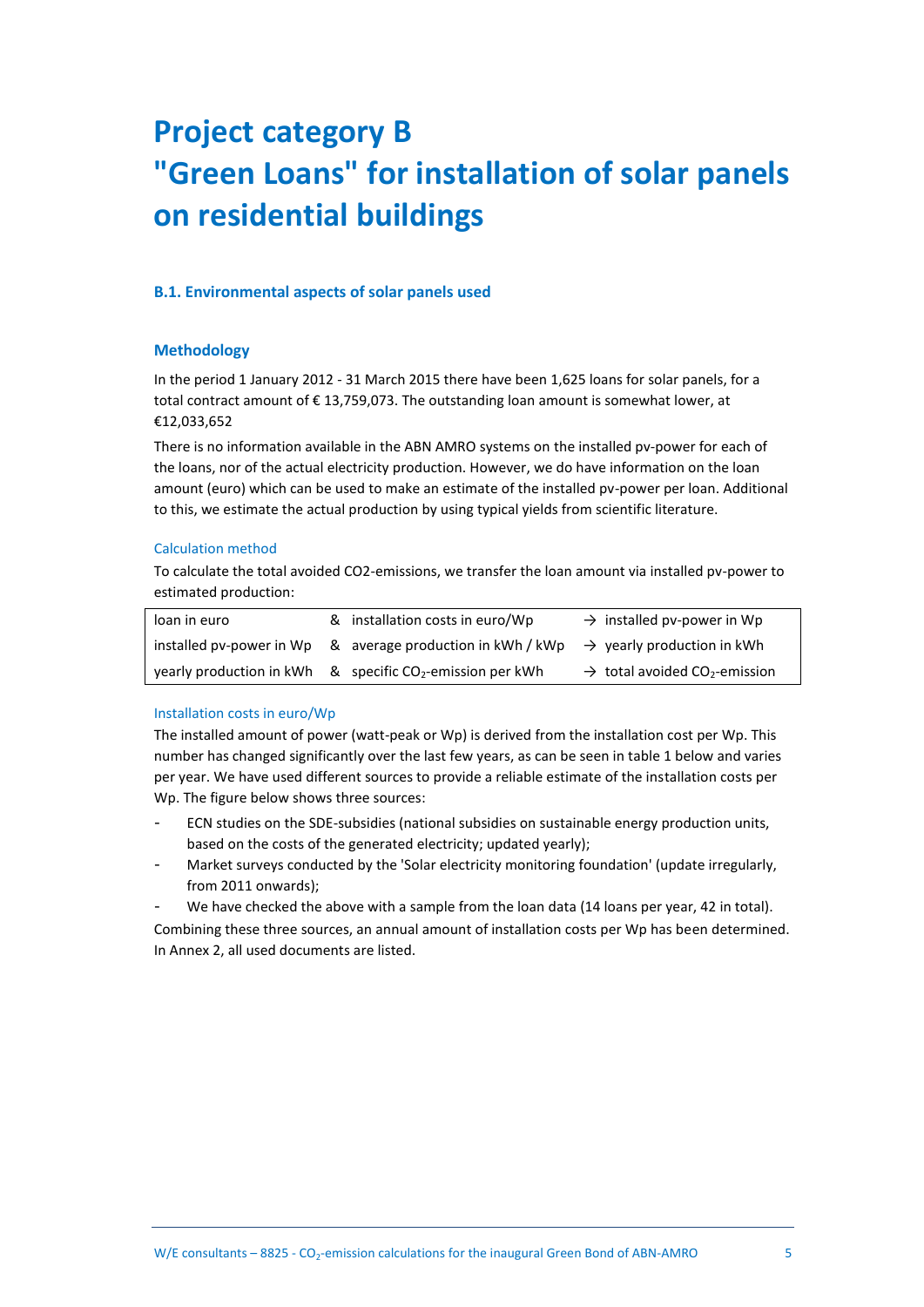# Project category B
# "Green Loans" for installation of solar panels on residential buildings

### B.1. Environmental aspects of solar panels used

### Methodology

In the period 1 January 2012 - 31 March 2015 there have been 1,625 loans for solar panels, for a total contract amount of € 13,759,073. The outstanding loan amount is somewhat lower, at €12,033,652

There is no information available in the ABN AMRO systems on the installed pv-power for each of the loans, nor of the actual electricity production. However, we do have information on the loan amount (euro) which can be used to make an estimate of the installed pv-power per loan. Additional to this, we estimate the actual production by using typical yields from scientific literature.

#### Calculation method

To calculate the total avoided CO2-emissions, we transfer the loan amount via installed pv-power to estimated production:

| | | |
|---|---|---|
| loan in euro | & installation costs in euro/Wp | → installed pv-power in Wp |
| installed pv-power in Wp | & average production in kWh / kWp | → yearly production in kWh |
| yearly production in kWh | & specific $CO_2$-emission per kWh | → total avoided $CO_2$-emission |

#### Installation costs in euro/Wp

The installed amount of power (watt-peak or Wp) is derived from the installation cost per Wp. This number has changed significantly over the last few years, as can be seen in table 1 below and varies per year. We have used different sources to provide a reliable estimate of the installation costs per Wp. The figure below shows three sources:

- ECN studies on the SDE-subsidies (national subsidies on sustainable energy production units, based on the costs of the generated electricity; updated yearly);
- Market surveys conducted by the 'Solar electricity monitoring foundation' (update irregularly, from 2011 onwards);
- We have checked the above with a sample from the loan data (14 loans per year, 42 in total).

Combining these three sources, an annual amount of installation costs per Wp has been determined. In Annex 2, all used documents are listed.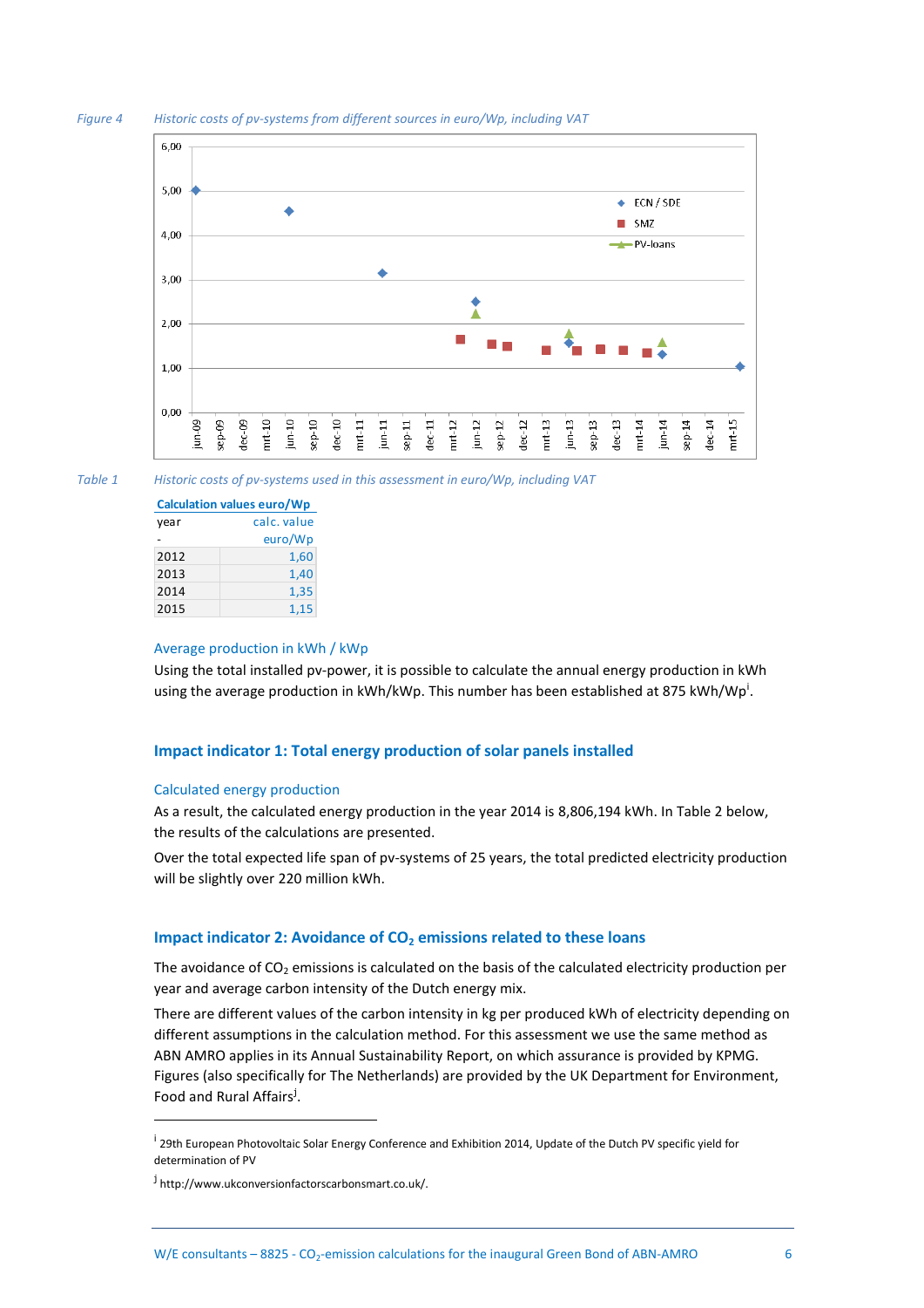Figure 4 *Historic costs of pv-systems from different sources in euro/Wp, including VAT*

Table 1 *Historic costs of pv-systems used in this assessment in euro/Wp, including VAT*

| Calculation values euro/Wp | |
|---|---|
| year | calc. value |
| - | euro/Wp |
| 2012 | 1,60 |
| 2013 | 1,40 |
| 2014 | 1,35 |
| 2015 | 1,15 |

### Average production in kWh / kWp

Using the total installed pv-power, it is possible to calculate the annual energy production in kWh using the average production in kWh/kWp. This number has been established at 875 kWh/Wp[i].

## Impact indicator 1: Total energy production of solar panels installed

### Calculated energy production

As a result, the calculated energy production in the year 2014 is 8,806,194 kWh. In Table 2 below, the results of the calculations are presented.

Over the total expected life span of pv-systems of 25 years, the total predicted electricity production will be slightly over 220 million kWh.

## Impact indicator 2: Avoidance of $CO_2$ emissions related to these loans

The avoidance of $CO_2$ emissions is calculated on the basis of the calculated electricity production per year and average carbon intensity of the Dutch energy mix.

There are different values of the carbon intensity in kg per produced kWh of electricity depending on different assumptions in the calculation method. For this assessment we use the same method as ABN AMRO applies in its Annual Sustainability Report, on which assurance is provided by KPMG. Figures (also specifically for The Netherlands) are provided by the UK Department for Environment, Food and Rural Affairs[j].

---

[i] 29th European Photovoltaic Solar Energy Conference and Exhibition 2014, Update of the Dutch PV specific yield for determination of PV

[j] http://www.ukconversionfactorscarbonsmart.co.uk/.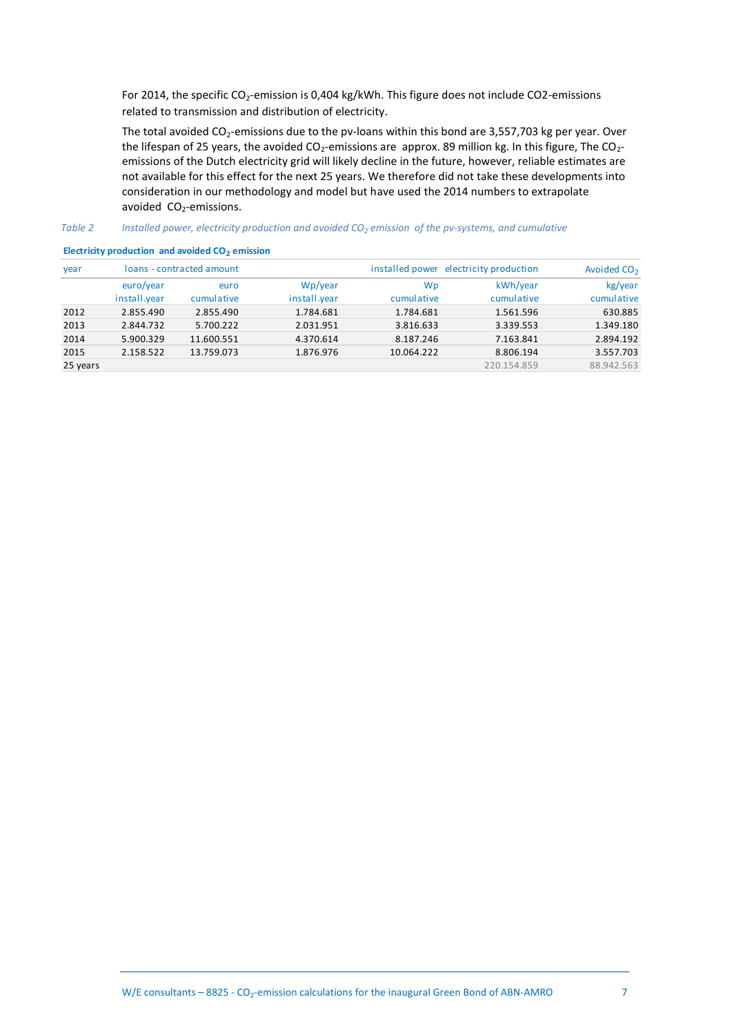For 2014, the specific $CO_2$-emission is 0,404 kg/kWh. This figure does not include CO2-emissions related to transmission and distribution of electricity.

The total avoided $CO_2$-emissions due to the pv-loans within this bond are 3,557,703 kg per year. Over the lifespan of 25 years, the avoided $CO_2$-emissions are approx. 89 million kg. In this figure, The $CO_2$-emissions of the Dutch electricity grid will likely decline in the future, however, reliable estimates are not available for this effect for the next 25 years. We therefore did not take these developments into consideration in our methodology and model but have used the 2014 numbers to extrapolate avoided $CO_2$-emissions.

*Table 2 Installed power, electricity production and avoided $CO_2$ emission of the pv-systems, and cumulative*

**Electricity production and avoided $CO_2$ emission**

| year | loans - contracted amount | | | installed power | electricity production | Avoided $CO_2$ |
|---|---|---|---|---|---|---|
| | euro/year install.year | euro cumulative | Wp/year install.year | Wp cumulative | kWh/year cumulative | kg/year cumulative |
| 2012 | 2.855.490 | 2.855.490 | 1.784.681 | 1.784.681 | 1.561.596 | 630.885 |
| 2013 | 2.844.732 | 5.700.222 | 2.031.951 | 3.816.633 | 3.339.553 | 1.349.180 |
| 2014 | 5.900.329 | 11.600.551 | 4.370.614 | 8.187.246 | 7.163.841 | 2.894.192 |
| 2015 | 2.158.522 | 13.759.073 | 1.876.976 | 10.064.222 | 8.806.194 | 3.557.703 |
| 25 years | | | | | 220.154.859 | 88.942.563 |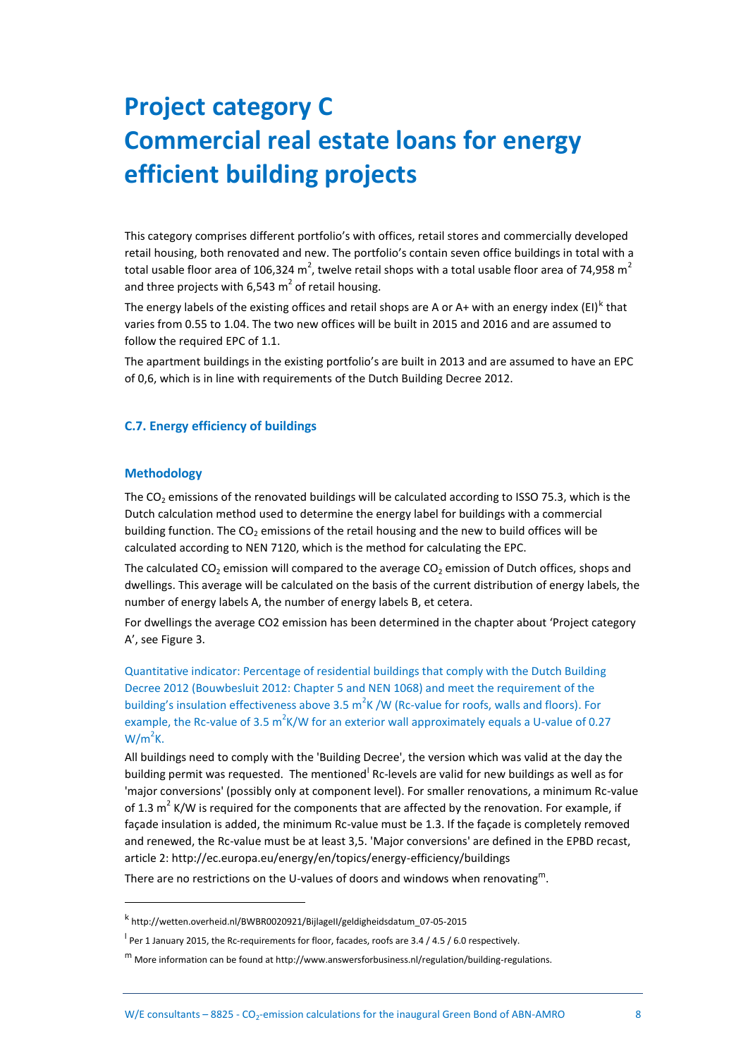# Project category C
# Commercial real estate loans for energy efficient building projects

This category comprises different portfolio's with offices, retail stores and commercially developed retail housing, both renovated and new. The portfolio's contain seven office buildings in total with a total usable floor area of 106,324 $m^2$, twelve retail shops with a total usable floor area of 74,958 $m^2$ and three projects with 6,543 $m^2$ of retail housing.

The energy labels of the existing offices and retail shops are A or A+ with an energy index (EI)[k] that varies from 0.55 to 1.04. The two new offices will be built in 2015 and 2016 and are assumed to follow the required EPC of 1.1.

The apartment buildings in the existing portfolio's are built in 2013 and are assumed to have an EPC of 0,6, which is in line with requirements of the Dutch Building Decree 2012.

### C.7. Energy efficiency of buildings

### Methodology

The $CO_2$ emissions of the renovated buildings will be calculated according to ISSO 75.3, which is the Dutch calculation method used to determine the energy label for buildings with a commercial building function. The $CO_2$ emissions of the retail housing and the new to build offices will be calculated according to NEN 7120, which is the method for calculating the EPC.

The calculated $CO_2$ emission will compared to the average $CO_2$ emission of Dutch offices, shops and dwellings. This average will be calculated on the basis of the current distribution of energy labels, the number of energy labels A, the number of energy labels B, et cetera.

For dwellings the average CO2 emission has been determined in the chapter about 'Project category A', see Figure 3.

Quantitative indicator: Percentage of residential buildings that comply with the Dutch Building Decree 2012 (Bouwbesluit 2012: Chapter 5 and NEN 1068) and meet the requirement of the building's insulation effectiveness above 3.5 $m^2K$ /W (Rc-value for roofs, walls and floors). For example, the Rc-value of 3.5 $m^2K/W$ for an exterior wall approximately equals a U-value of 0.27 $W/m^2K$.

All buildings need to comply with the 'Building Decree', the version which was valid at the day the building permit was requested. The mentioned[l] Rc-levels are valid for new buildings as well as for 'major conversions' (possibly only at component level). For smaller renovations, a minimum Rc-value of 1.3 $m^2$ K/W is required for the components that are affected by the renovation. For example, if façade insulation is added, the minimum Rc-value must be 1.3. If the façade is completely removed and renewed, the Rc-value must be at least 3,5. 'Major conversions' are defined in the EPBD recast, article 2: http://ec.europa.eu/energy/en/topics/energy-efficiency/buildings

There are no restrictions on the U-values of doors and windows when renovating[m].

---

[k] http://wetten.overheid.nl/BWBR0020921/BijlageII/geldigheidsdatum_07-05-2015

[l] Per 1 January 2015, the Rc-requirements for floor, facades, roofs are 3.4 / 4.5 / 6.0 respectively.

[m] More information can be found at http://www.answersforbusiness.nl/regulation/building-regulations.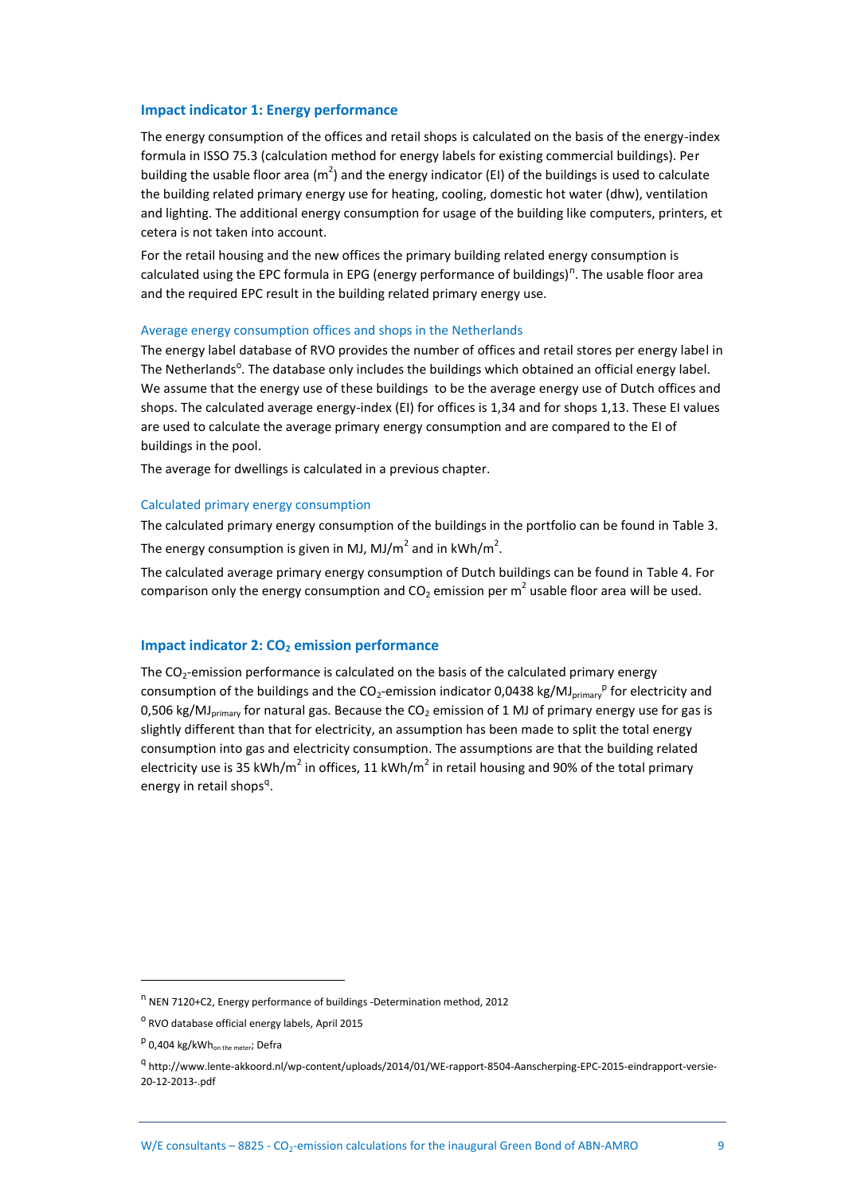### Impact indicator 1: Energy performance

The energy consumption of the offices and retail shops is calculated on the basis of the energy-index formula in ISSO 75.3 (calculation method for energy labels for existing commercial buildings). Per building the usable floor area ($m^2$) and the energy indicator (EI) of the buildings is used to calculate the building related primary energy use for heating, cooling, domestic hot water (dhw), ventilation and lighting. The additional energy consumption for usage of the building like computers, printers, et cetera is not taken into account.

For the retail housing and the new offices the primary building related energy consumption is calculated using the EPC formula in EPG (energy performance of buildings)[n]. The usable floor area and the required EPC result in the building related primary energy use.

#### Average energy consumption offices and shops in the Netherlands

The energy label database of RVO provides the number of offices and retail stores per energy label in The Netherlands[o]. The database only includes the buildings which obtained an official energy label. We assume that the energy use of these buildings to be the average energy use of Dutch offices and shops. The calculated average energy-index (EI) for offices is 1,34 and for shops 1,13. These EI values are used to calculate the average primary energy consumption and are compared to the EI of buildings in the pool.

The average for dwellings is calculated in a previous chapter.

#### Calculated primary energy consumption

The calculated primary energy consumption of the buildings in the portfolio can be found in Table 3. The energy consumption is given in MJ, MJ/$m^2$ and in kWh/$m^2$.

The calculated average primary energy consumption of Dutch buildings can be found in Table 4. For comparison only the energy consumption and $CO_2$ emission per $m^2$ usable floor area will be used.

### Impact indicator 2: $CO_2$ emission performance

The $CO_2$-emission performance is calculated on the basis of the calculated primary energy consumption of the buildings and the $CO_2$-emission indicator 0,0438 kg/$MJ_{primary}$[p] for electricity and 0,506 kg/$MJ_{primary}$ for natural gas. Because the $CO_2$ emission of 1 MJ of primary energy use for gas is slightly different than that for electricity, an assumption has been made to split the total energy consumption into gas and electricity consumption. The assumptions are that the building related electricity use is 35 kWh/$m^2$ in offices, 11 kWh/$m^2$ in retail housing and 90% of the total primary energy in retail shops[q].

---

[n] NEN 7120+C2, Energy performance of buildings -Determination method, 2012

[o] RVO database official energy labels, April 2015

[p] 0,404 kg/$kWh_{on\ the\ meter}$; Defra

[q] http://www.lente-akkoord.nl/wp-content/uploads/2014/01/WE-rapport-8504-Aanscherping-EPC-2015-eindrapport-versie-20-12-2013-.pdf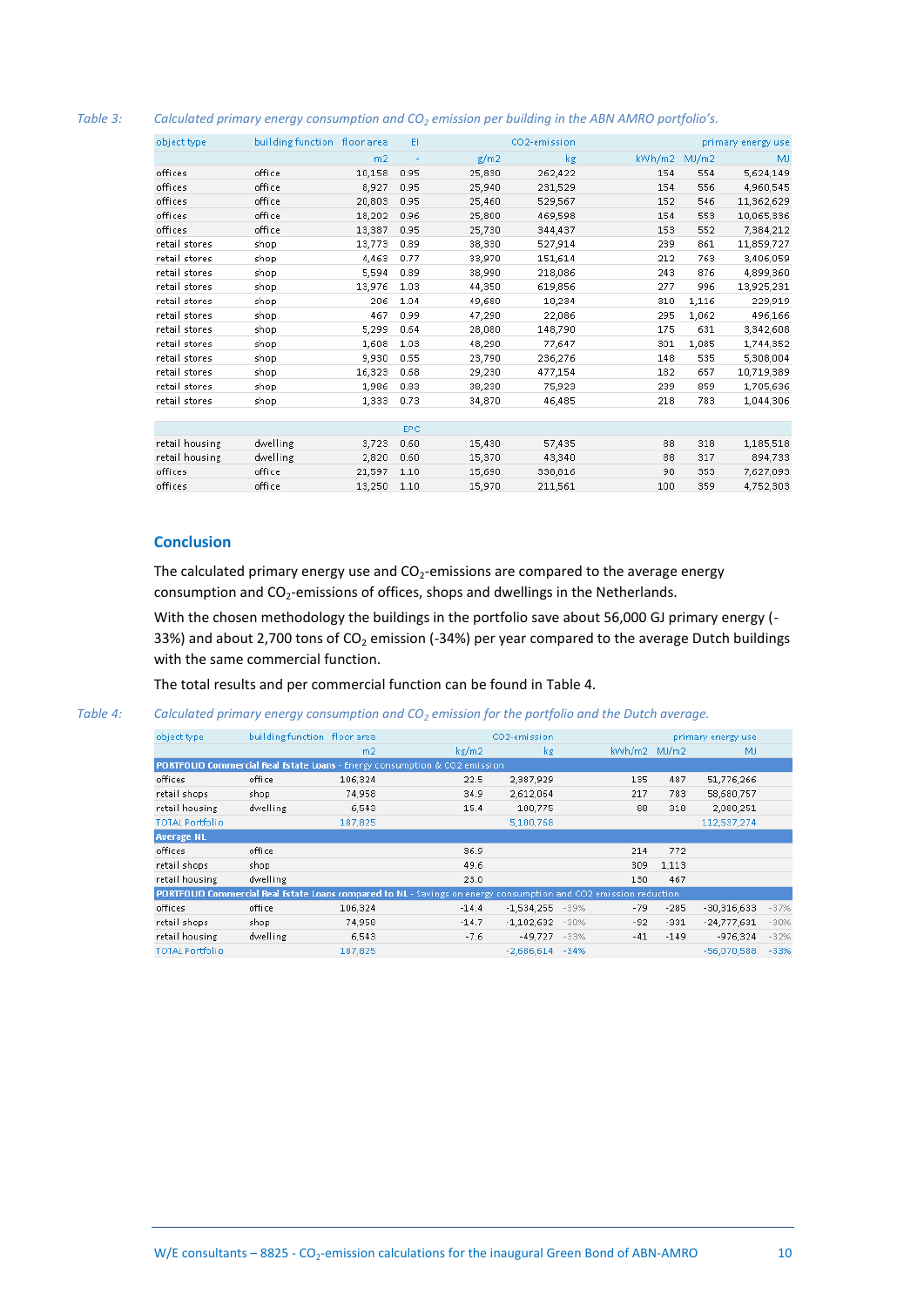*Table 3: Calculated primary energy consumption and $CO_2$ emission per building in the ABN AMRO portfolio's.*

| object type | building function | floor area | EI | CO2-emission | | primary energy use | | |
|---|---|---|---|---|---|---|---|---|
| | | m2 | - | g/m2 | kg | kWh/m2 | MJ/m2 | MJ |
| offices | office | 10,158 | 0.95 | 25,830 | 262,422 | 154 | 554 | 5,624,149 |
| offices | office | 8,927 | 0.95 | 25,940 | 231,529 | 154 | 556 | 4,960,545 |
| offices | office | 20,803 | 0.95 | 25,460 | 529,567 | 152 | 546 | 11,362,629 |
| offices | office | 18,202 | 0.96 | 25,800 | 469,598 | 154 | 553 | 10,065,336 |
| offices | office | 13,387 | 0.95 | 25,730 | 344,437 | 153 | 552 | 7,384,212 |
| retail stores | shop | 13,773 | 0.89 | 38,330 | 527,914 | 239 | 861 | 11,859,727 |
| retail stores | shop | 4,463 | 0.77 | 33,970 | 151,614 | 212 | 763 | 3,406,059 |
| retail stores | shop | 5,594 | 0.89 | 38,990 | 218,086 | 243 | 876 | 4,899,360 |
| retail stores | shop | 13,976 | 1.03 | 44,350 | 619,856 | 277 | 996 | 13,925,231 |
| retail stores | shop | 206 | 1.04 | 49,680 | 10,234 | 310 | 1,116 | 229,919 |
| retail stores | shop | 467 | 0.99 | 47,290 | 22,086 | 295 | 1,062 | 496,166 |
| retail stores | shop | 5,299 | 0.64 | 28,080 | 148,790 | 175 | 631 | 3,342,608 |
| retail stores | shop | 1,608 | 1.03 | 48,290 | 77,647 | 301 | 1,085 | 1,744,352 |
| retail stores | shop | 9,930 | 0.55 | 23,790 | 236,276 | 148 | 535 | 5,308,004 |
| retail stores | shop | 16,323 | 0.68 | 29,230 | 477,154 | 182 | 657 | 10,719,389 |
| retail stores | shop | 1,986 | 0.83 | 38,230 | 75,923 | 239 | 859 | 1,705,636 |
| retail stores | shop | 1,333 | 0.73 | 34,870 | 46,485 | 218 | 783 | 1,044,306 |
| | | | EPC | | | | | |
| retail housing | dwelling | 3,723 | 0.60 | 15,430 | 57,435 | 88 | 318 | 1,185,518 |
| retail housing | dwelling | 2,820 | 0.60 | 15,370 | 43,340 | 88 | 317 | 894,733 |
| offices | office | 21,597 | 1.10 | 15,690 | 338,816 | 98 | 353 | 7,627,093 |
| offices | office | 13,250 | 1.10 | 15,970 | 211,561 | 100 | 359 | 4,752,303 |

## Conclusion

The calculated primary energy use and $CO_2$-emissions are compared to the average energy consumption and $CO_2$-emissions of offices, shops and dwellings in the Netherlands.

With the chosen methodology the buildings in the portfolio save about 56,000 GJ primary energy (-33%) and about 2,700 tons of $CO_2$ emission (-34%) per year compared to the average Dutch buildings with the same commercial function.

The total results and per commercial function can be found in Table 4.

*Table 4: Calculated primary energy consumption and $CO_2$ emission for the portfolio and the Dutch average.*

| object type | building function | floor area | CO2-emission | | | primary energy use | | | |
|---|---|---|---|---|---|---|---|---|---|
| | | m2 | kg/m2 | kg | | kWh/m2 | MJ/m2 | MJ | |
| **PORTFOLIO Commercial Real Estate Loans** - Energy consumption & CO2 emission | | | | | | | | | |
| offices | office | 106,324 | 22.5 | 2,387,929 | | 135 | 487 | 51,776,266 | |
| retail shops | shop | 74,958 | 34.9 | 2,612,064 | | 217 | 783 | 58,680,757 | |
| retail housing | dwelling | 6,543 | 15.4 | 100,775 | | 88 | 318 | 2,080,251 | |
| TOTAL Portfolio | | 187,825 | | 5,100,768 | | | | 112,537,274 | |
| **Average NL** | | | | | | | | | |
| offices | office | | 36.9 | | | 214 | 772 | | |
| retail shops | shop | | 49.6 | | | 309 | 1,113 | | |
| retail housing | dwelling | | 23.0 | | | 130 | 467 | | |
| **PORTFOLIO Commercial Real Estate Loans compared to NL** - Savings on energy consumption and CO2 emission reduction | | | | | | | | | |
| offices | office | 106,324 | -14.4 | -1,534,255 | -39% | -79 | -285 | -30,316,633 | -37% |
| retail shops | shop | 74,958 | -14.7 | -1,102,632 | -30% | -92 | -331 | -24,777,631 | -30% |
| retail housing | dwelling | 6,543 | -7.6 | -49,727 | -33% | -41 | -149 | -976,324 | -32% |
| TOTAL Portfolio | | 187,825 | | -2,686,614 | -34% | | | -56,070,588 | -33% |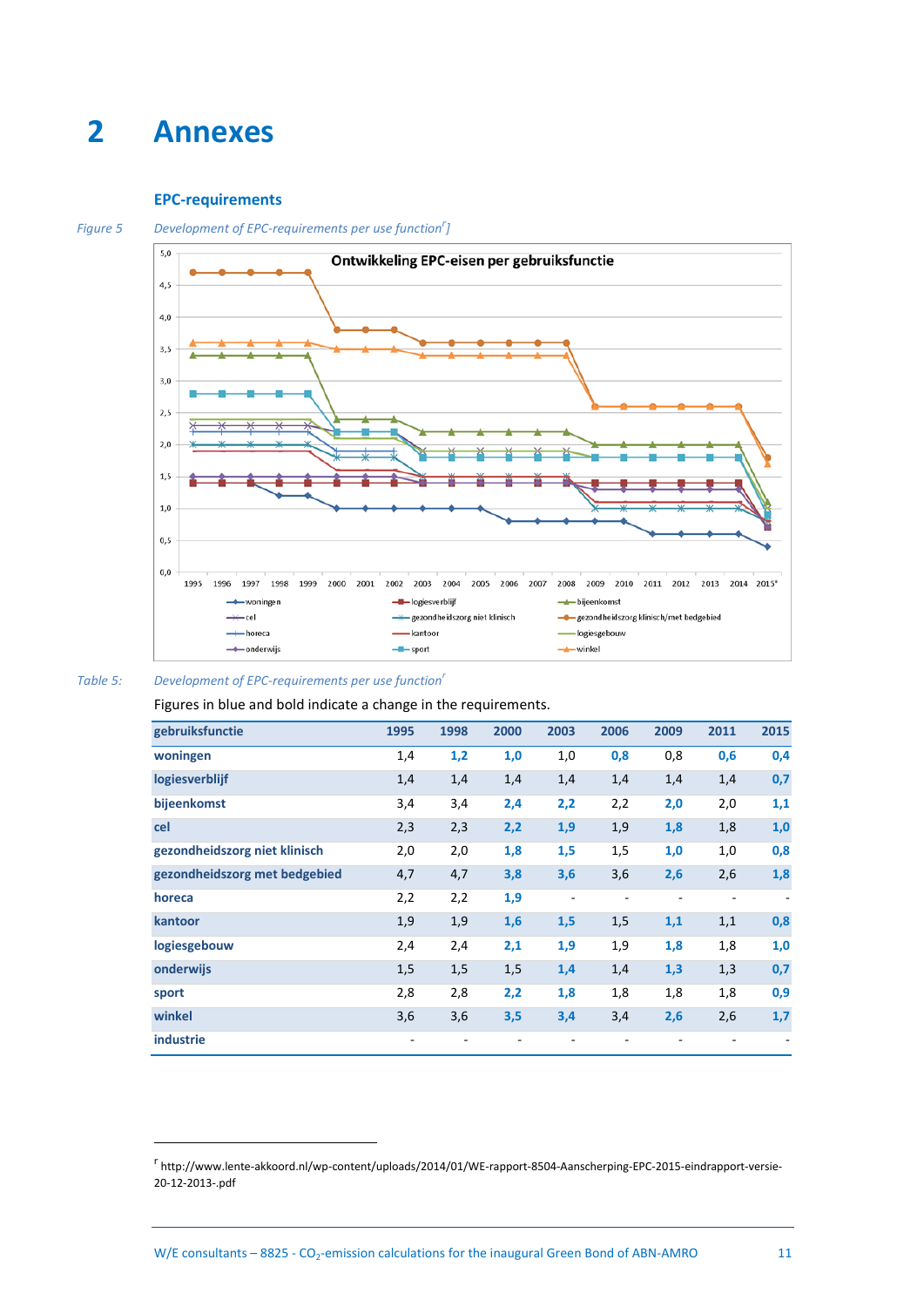# 2 Annexes

## EPC-requirements

*Figure 5* *Development of EPC-requirements per use function[r]]*

*Table 5:* *Development of EPC-requirements per use function[r]*

Figures in blue and bold indicate a change in the requirements.

| gebruiksfunctie | 1995 | 1998 | 2000 | 2003 | 2006 | 2009 | 2011 | 2015 |
|---|---|---|---|---|---|---|---|---|
| **woningen** | 1,4 | **1,2** | **1,0** | 1,0 | **0,8** | 0,8 | **0,6** | **0,4** |
| **logiesverblijf** | 1,4 | 1,4 | 1,4 | 1,4 | 1,4 | 1,4 | 1,4 | **0,7** |
| **bijeenkomst** | 3,4 | 3,4 | **2,4** | **2,2** | 2,2 | **2,0** | 2,0 | **1,1** |
| **cel** | 2,3 | 2,3 | **2,2** | **1,9** | 1,9 | **1,8** | 1,8 | **1,0** |
| **gezondheidszorg niet klinisch** | 2,0 | 2,0 | **1,8** | **1,5** | 1,5 | **1,0** | 1,0 | **0,8** |
| **gezondheidszorg met bedgebied** | 4,7 | 4,7 | **3,8** | **3,6** | 3,6 | **2,6** | 2,6 | **1,8** |
| **horeca** | 2,2 | 2,2 | **1,9** | - | - | - | - | - |
| **kantoor** | 1,9 | 1,9 | **1,6** | **1,5** | 1,5 | **1,1** | 1,1 | **0,8** |
| **logiesgebouw** | 2,4 | 2,4 | **2,1** | **1,9** | 1,9 | **1,8** | 1,8 | **1,0** |
| **onderwijs** | 1,5 | 1,5 | 1,5 | **1,4** | 1,4 | **1,3** | 1,3 | **0,7** |
| **sport** | 2,8 | 2,8 | **2,2** | **1,8** | 1,8 | 1,8 | 1,8 | **0,9** |
| **winkel** | 3,6 | 3,6 | **3,5** | **3,4** | 3,4 | **2,6** | 2,6 | **1,7** |
| **industrie** | - | - | - | - | - | - | - | - |

[r] http://www.lente-akkoord.nl/wp-content/uploads/2014/01/WE-rapport-8504-Aanscherping-EPC-2015-eindrapport-versie-20-12-2013-.pdf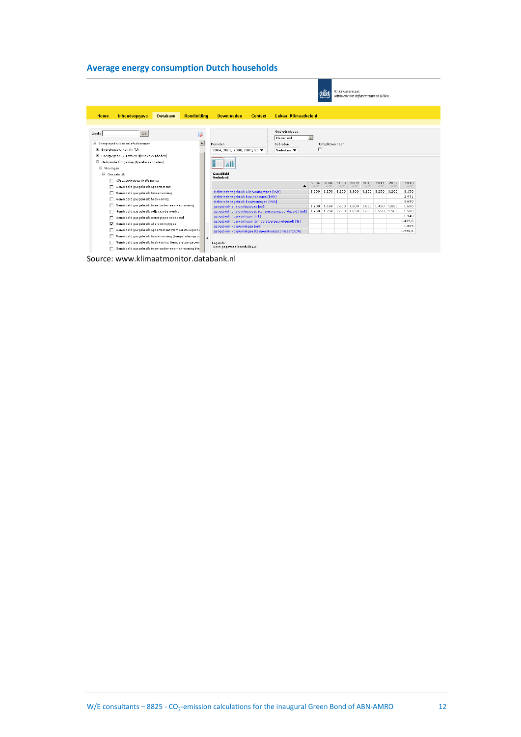## Average energy consumption Dutch households

| | 2004 | 2006 | 2008 | 2009 | 2010 | 2011 | 2012 | 2013 |
|---|---|---|---|---|---|---|---|---|
| elektriciteitsgebruik alle woningtypes [kWh] | 3.200 | 3.250 | 3.250 | 3.300 | 3.250 | 3.250 | 3.200 | 3.150 |
| elektriciteitsgebruik huurwoningen [kWh] | | | | | | | | 2.471 |
| elektriciteitsgebruik koopwoningen [kWh] | | | | | | | | 3.690 |
| gasgebruik alle woningtypes [m3] | 1.700 | 1.650 | 1.600 | 1.600 | 1.850 | 1.450 | 1.550 | 1.600 |
| gasgebruik alle woningtypes (temperatuurgecorrigeerd) [m3] | 1.750 | 1.750 | 1.650 | 1.650 | 1.650 | 1.550 | 1.500 | 1.500 |
| gasgebruik huurwoningen [m3] | | | | | | | | 1.340 |
| gasgebruik huurwoningen (temperatuurgecorrigeerd) [%] | | | | | | | | 1.429,8 |
| gasgebruik koopwoningen [m3] | | | | | | | | 1.865 |
| gasgebruik koopwoningen (temperatuurgecorrigeerd) [%] | | | | | | | | 1.990,6 |

Source: www.klimaatmonitor.databank.nl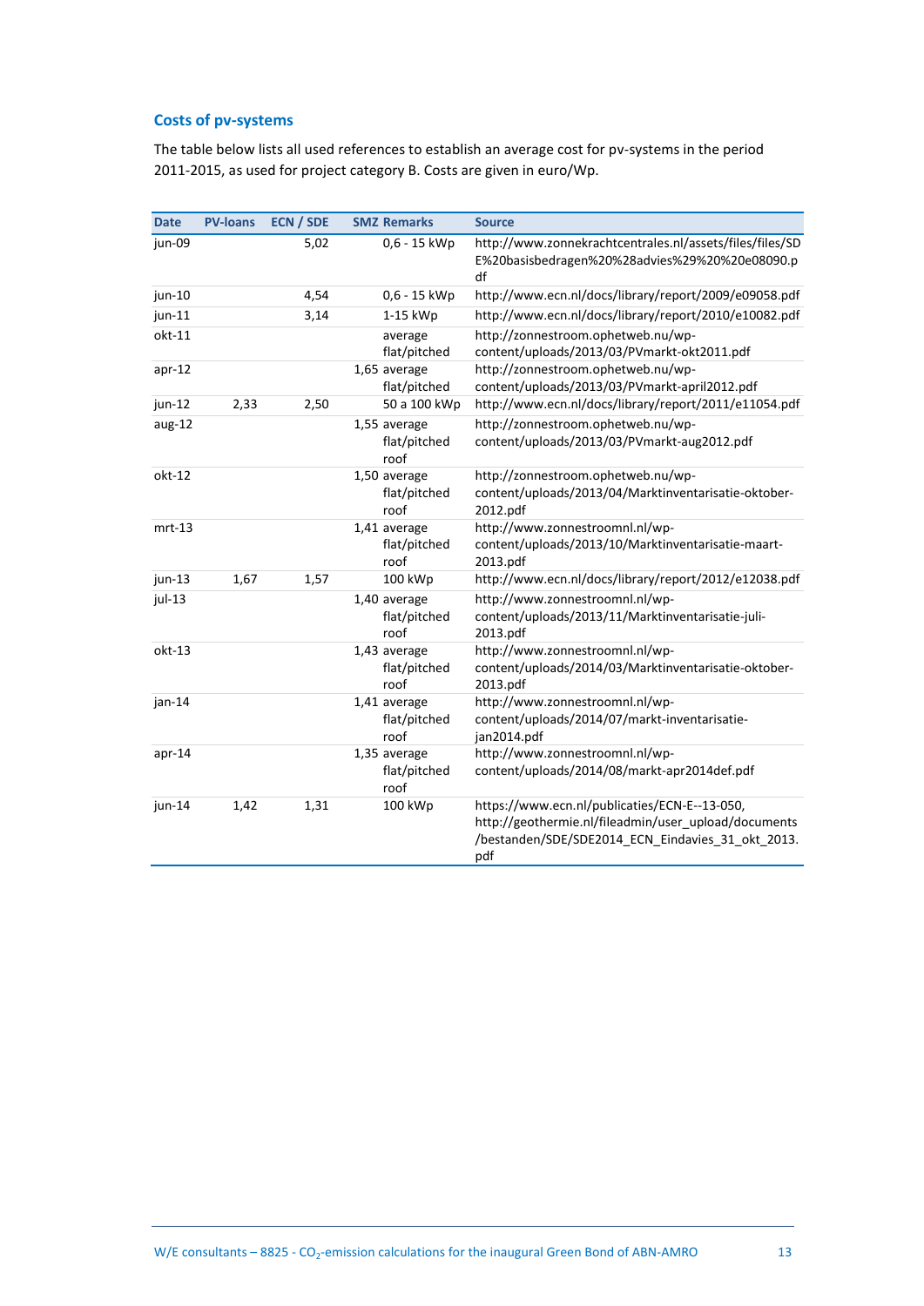### Costs of pv-systems

The table below lists all used references to establish an average cost for pv-systems in the period 2011-2015, as used for project category B. Costs are given in euro/Wp.

| Date | PV-loans | ECN / SDE | SMZ | Remarks | Source |
|---|---|---|---|---|---|
| jun-09 | | 5,02 | | 0,6 - 15 kWp | http://www.zonnekrachtcentrales.nl/assets/files/files/SDE%20basisbedragen%20%28advies%29%20%20e08090.pdf |
| jun-10 | | 4,54 | | 0,6 - 15 kWp | http://www.ecn.nl/docs/library/report/2009/e09058.pdf |
| jun-11 | | 3,14 | | 1-15 kWp | http://www.ecn.nl/docs/library/report/2010/e10082.pdf |
| okt-11 | | | | average flat/pitched | http://zonnestroom.ophetweb.nu/wp-content/uploads/2013/03/PVmarkt-okt2011.pdf |
| apr-12 | | | 1,65 | average flat/pitched | http://zonnestroom.ophetweb.nu/wp-content/uploads/2013/03/PVmarkt-april2012.pdf |
| jun-12 | 2,33 | 2,50 | | 50 a 100 kWp | http://www.ecn.nl/docs/library/report/2011/e11054.pdf |
| aug-12 | | | 1,55 | average flat/pitched roof | http://zonnestroom.ophetweb.nu/wp-content/uploads/2013/03/PVmarkt-aug2012.pdf |
| okt-12 | | | 1,50 | average flat/pitched roof | http://zonnestroom.ophetweb.nu/wp-content/uploads/2013/04/Marktinventarisatie-oktober-2012.pdf |
| mrt-13 | | | 1,41 | average flat/pitched roof | http://www.zonnestroomnl.nl/wp-content/uploads/2013/10/Marktinventarisatie-maart-2013.pdf |
| jun-13 | 1,67 | 1,57 | | 100 kWp | http://www.ecn.nl/docs/library/report/2012/e12038.pdf |
| jul-13 | | | 1,40 | average flat/pitched roof | http://www.zonnestroomnl.nl/wp-content/uploads/2013/11/Marktinventarisatie-juli-2013.pdf |
| okt-13 | | | 1,43 | average flat/pitched roof | http://www.zonnestroomnl.nl/wp-content/uploads/2014/03/Marktinventarisatie-oktober-2013.pdf |
| jan-14 | | | 1,41 | average flat/pitched roof | http://www.zonnestroomnl.nl/wp-content/uploads/2014/07/markt-inventarisatie-jan2014.pdf |
| apr-14 | | | 1,35 | average flat/pitched roof | http://www.zonnestroomnl.nl/wp-content/uploads/2014/08/markt-apr2014def.pdf |
| jun-14 | 1,42 | 1,31 | | 100 kWp | https://www.ecn.nl/publicaties/ECN-E--13-050, http://geothermie.nl/fileadmin/user_upload/documents/bestanden/SDE/SDE2014_ECN_Eindavies_31_okt_2013.pdf |